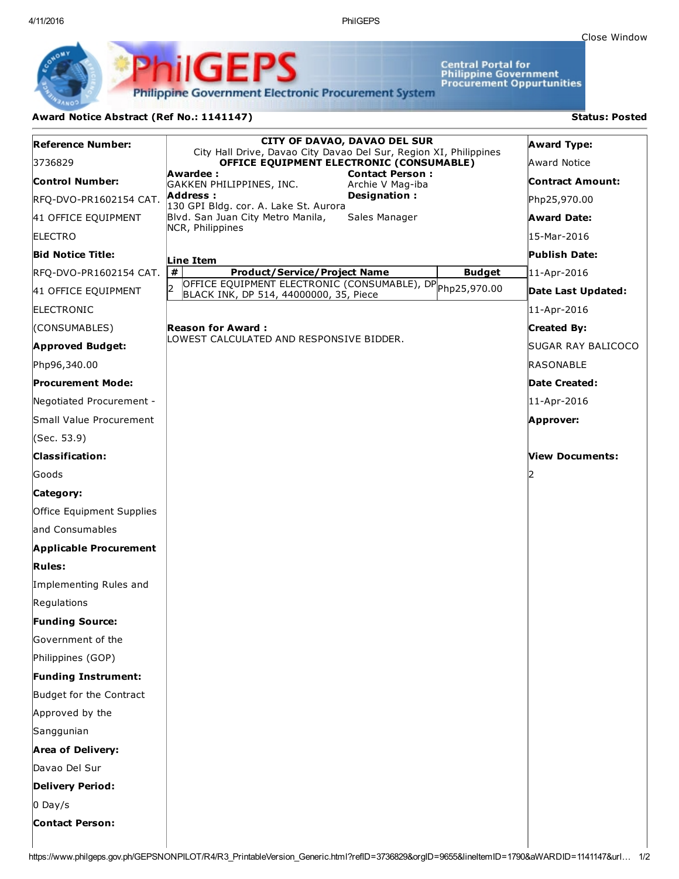# PhilGEPS

**Philippine Government Electronic Procurement System**

Central Portal for Philippine Government Procurement Oppurtunities

Close Window

**Award Notice Abstract (Ref No.: 1141147)** **Status: Posted**

**Reference Number:**
3736829

**Control Number:**
RFQ-DVO-PR1602154 CAT. 41 OFFICE EQUIPMENT ELECTRO

**Bid Notice Title:**
RFQ-DVO-PR1602154 CAT. 41 OFFICE EQUIPMENT ELECTRONIC (CONSUMABLES)

**Approved Budget:**
Php96,340.00

**Procurement Mode:**
Negotiated Procurement - Small Value Procurement (Sec. 53.9)

**Classification:**
Goods

**Category:**
Office Equipment Supplies and Consumables

**Applicable Procurement Rules:**
Implementing Rules and Regulations

**Funding Source:**
Government of the Philippines (GOP)

**Funding Instrument:**
Budget for the Contract Approved by the Sanggunian

**Area of Delivery:**
Davao Del Sur

**Delivery Period:**
0 Day/s

**Contact Person:**

**CITY OF DAVAO, DAVAO DEL SUR**
City Hall Drive, Davao City Davao Del Sur, Region XI, Philippines
**OFFICE EQUIPMENT ELECTRONIC (CONSUMABLE)**

**Awardee :**
GAKKEN PHILIPPINES, INC.

**Address :**
130 GPI Bldg. cor. A. Lake St. Aurora Blvd. San Juan City Metro Manila, NCR, Philippines

**Contact Person :**
Archie V Mag-iba

**Designation :**
Sales Manager

**Line Item**

| # | Product/Service/Project Name | Budget |
|---|---|---|
| 2 | OFFICE EQUIPMENT ELECTRONIC (CONSUMABLE), DP BLACK INK, DP 514, 44000000, 35, Piece | Php25,970.00 |

**Reason for Award :**
LOWEST CALCULATED AND RESPONSIVE BIDDER.

**Award Type:**
Award Notice

**Contract Amount:**
Php25,970.00

**Award Date:**
15-Mar-2016

**Publish Date:**
11-Apr-2016

**Date Last Updated:**
11-Apr-2016

**Created By:**
SUGAR RAY BALICOCO RASONABLE

**Date Created:**
11-Apr-2016

**Approver:**

**View Documents:**
2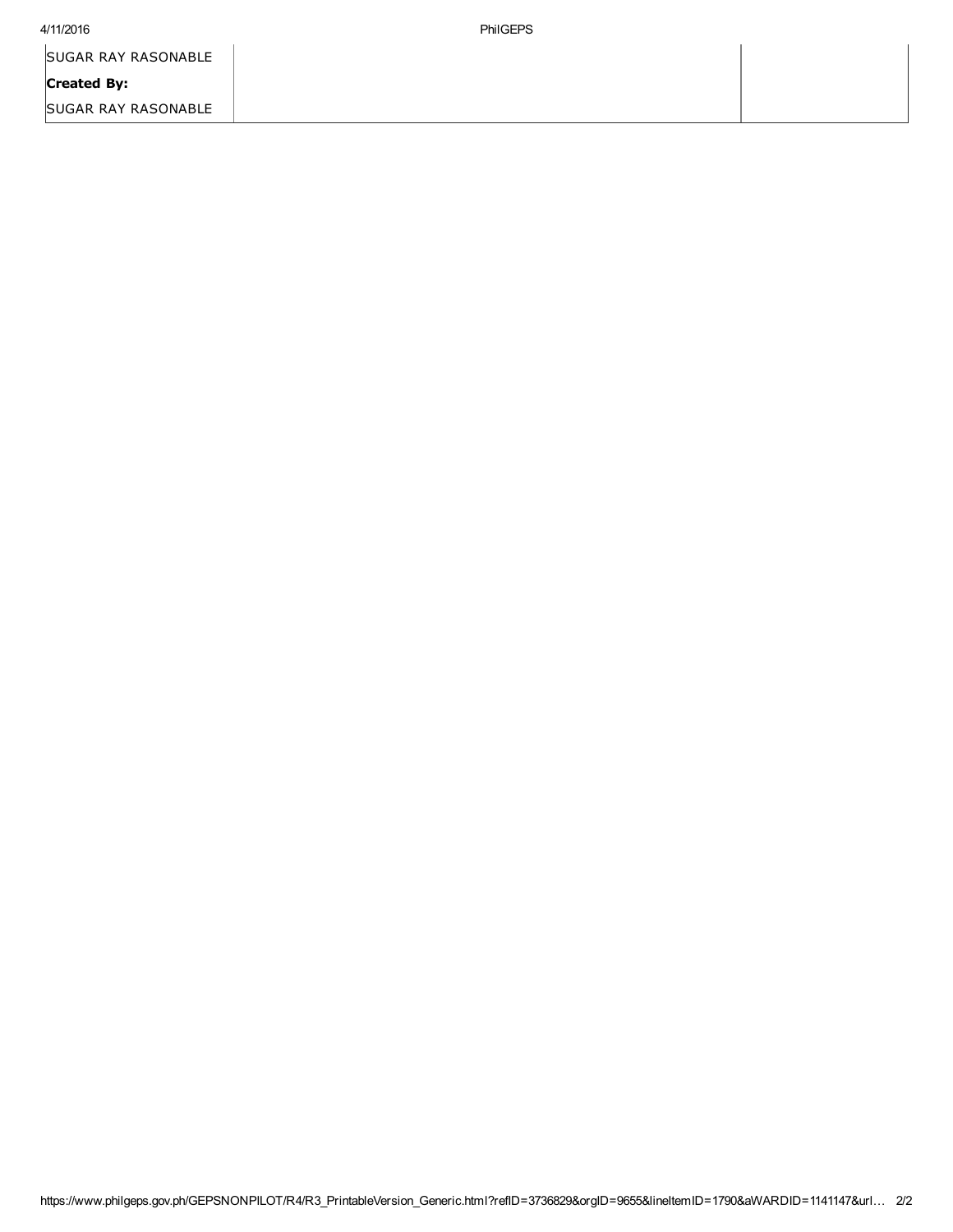| | | |
|---|---|---|
| SUGAR RAY RASONABLE | | |
| **Created By:** | | |
| SUGAR RAY RASONABLE | | |